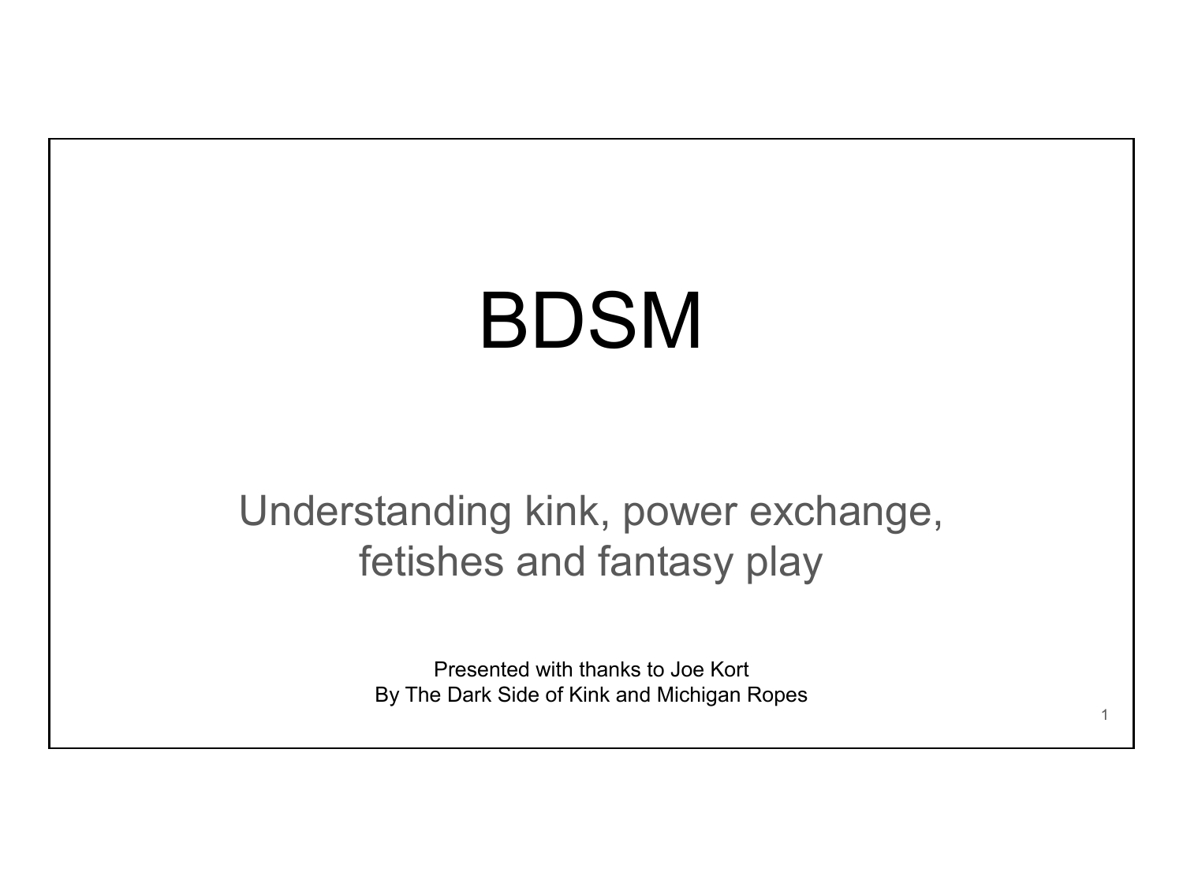# BDSM

## Understanding kink, power exchange, fetishes and fantasy play

Presented with thanks to Joe Kort
By The Dark Side of Kink and Michigan Ropes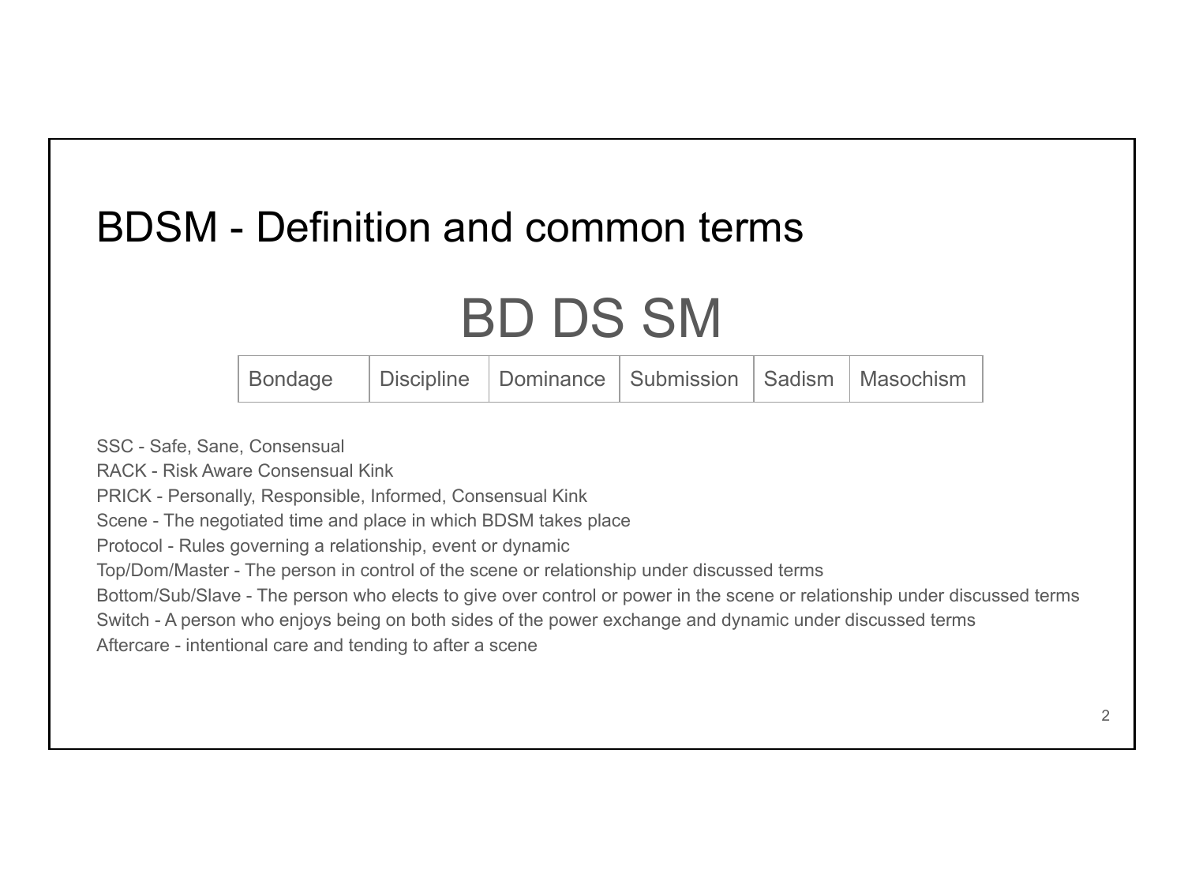# BDSM - Definition and common terms

## BD DS SM

| | | | | | |
|---|---|---|---|---|---|
| Bondage | Discipline | Dominance | Submission | Sadism | Masochism |

SSC - Safe, Sane, Consensual

RACK - Risk Aware Consensual Kink

PRICK - Personally, Responsible, Informed, Consensual Kink

Scene - The negotiated time and place in which BDSM takes place

Protocol - Rules governing a relationship, event or dynamic

Top/Dom/Master - The person in control of the scene or relationship under discussed terms

Bottom/Sub/Slave - The person who elects to give over control or power in the scene or relationship under discussed terms

Switch - A person who enjoys being on both sides of the power exchange and dynamic under discussed terms

Aftercare - intentional care and tending to after a scene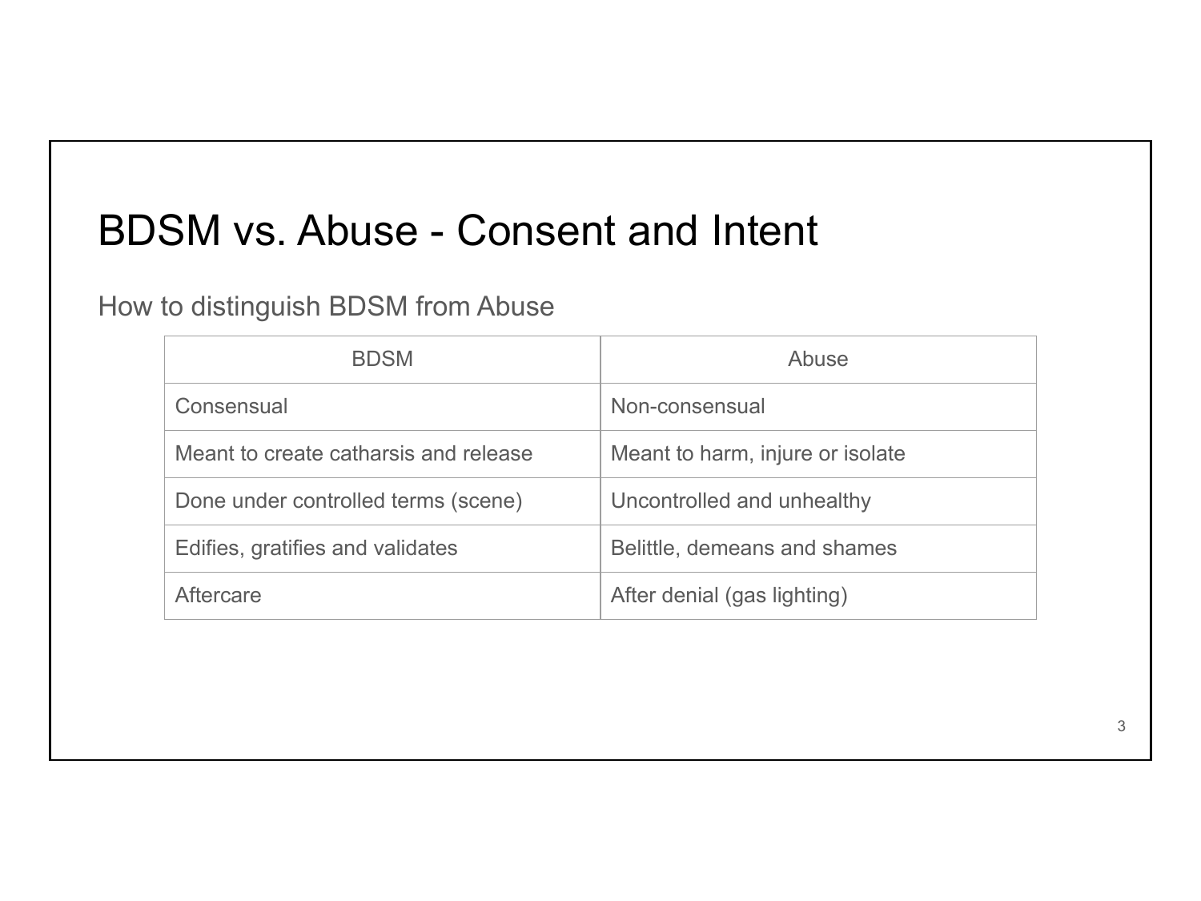# BDSM vs. Abuse - Consent and Intent

How to distinguish BDSM from Abuse

| BDSM | Abuse |
| --- | --- |
| Consensual | Non-consensual |
| Meant to create catharsis and release | Meant to harm, injure or isolate |
| Done under controlled terms (scene) | Uncontrolled and unhealthy |
| Edifies, gratifies and validates | Belittle, demeans and shames |
| Aftercare | After denial (gas lighting) |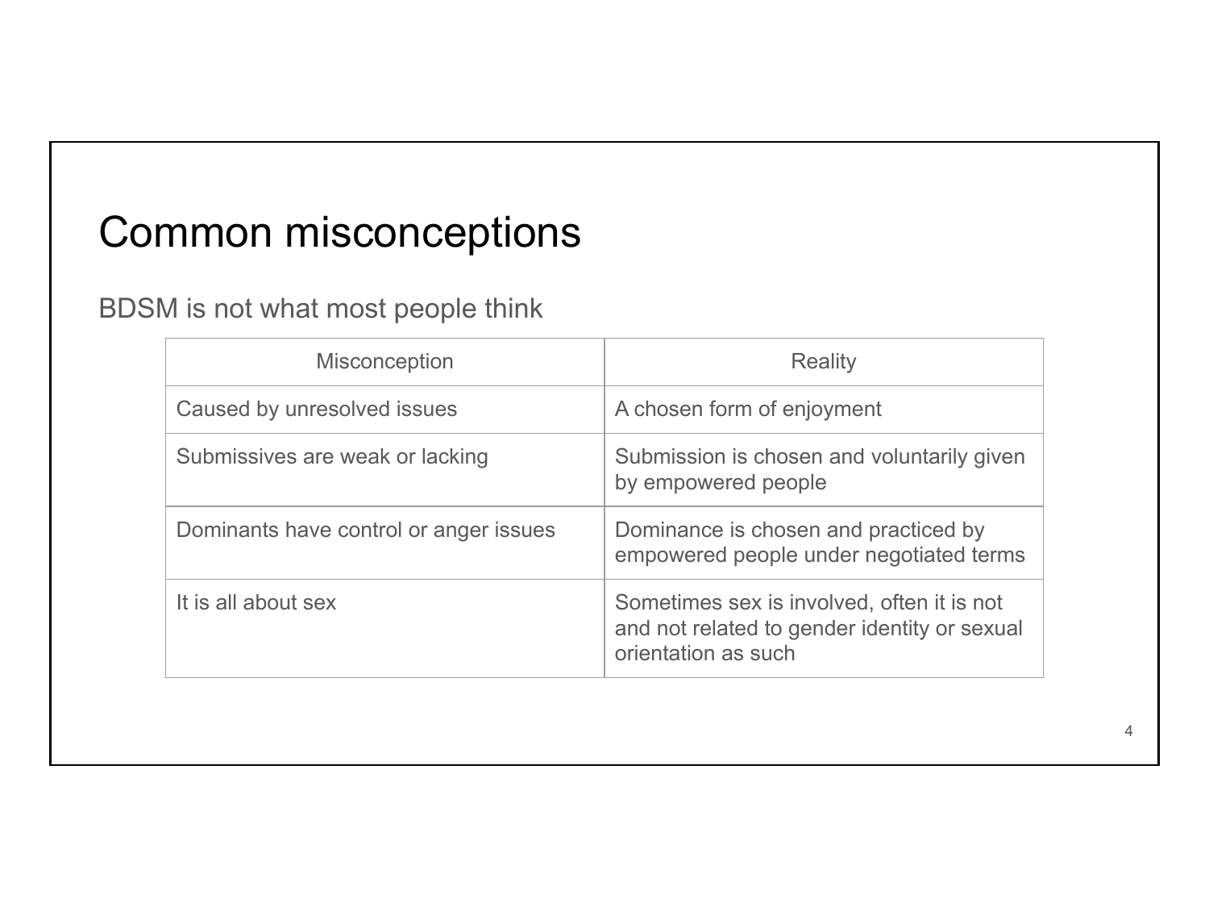# Common misconceptions

BDSM is not what most people think

| Misconception | Reality |
| --- | --- |
| Caused by unresolved issues | A chosen form of enjoyment |
| Submissives are weak or lacking | Submission is chosen and voluntarily given by empowered people |
| Dominants have control or anger issues | Dominance is chosen and practiced by empowered people under negotiated terms |
| It is all about sex | Sometimes sex is involved, often it is not and not related to gender identity or sexual orientation as such |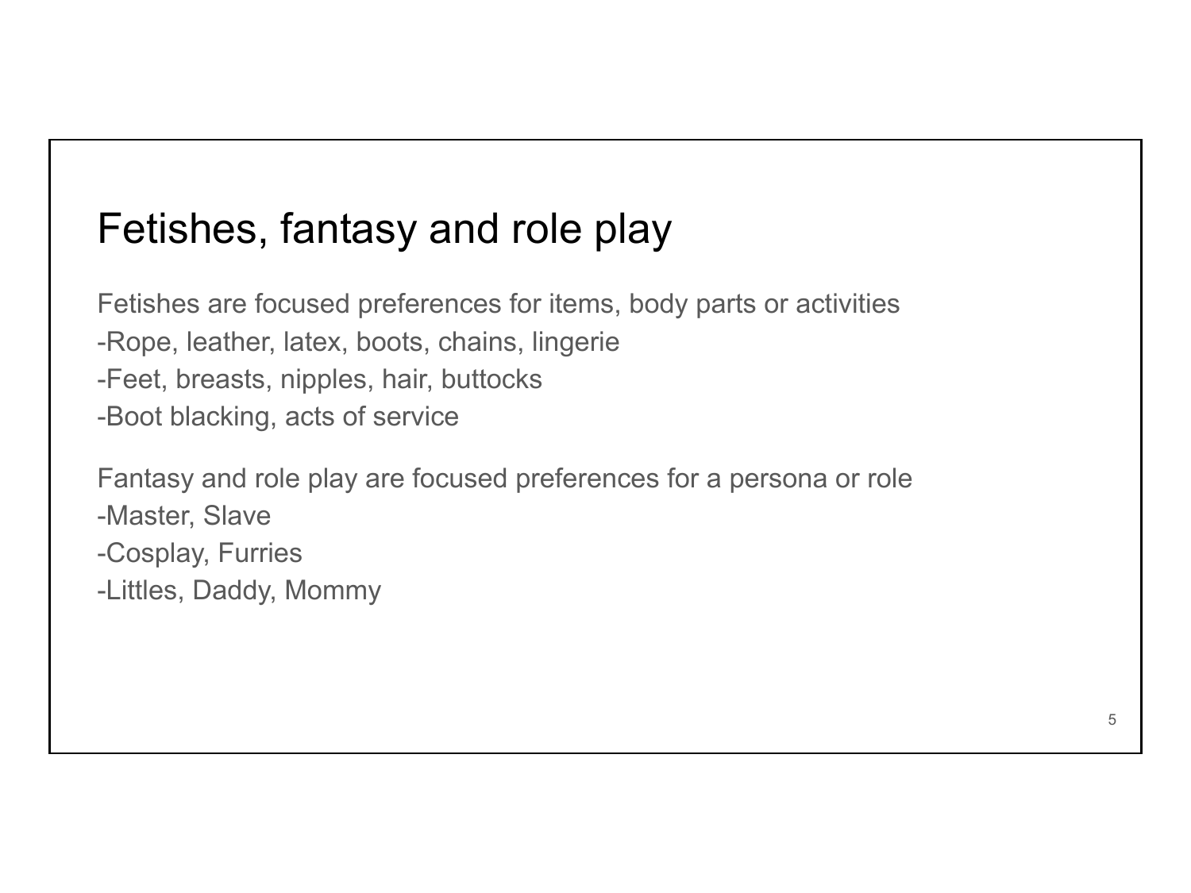# Fetishes, fantasy and role play

Fetishes are focused preferences for items, body parts or activities
-Rope, leather, latex, boots, chains, lingerie
-Feet, breasts, nipples, hair, buttocks
-Boot blacking, acts of service

Fantasy and role play are focused preferences for a persona or role
-Master, Slave
-Cosplay, Furries
-Littles, Daddy, Mommy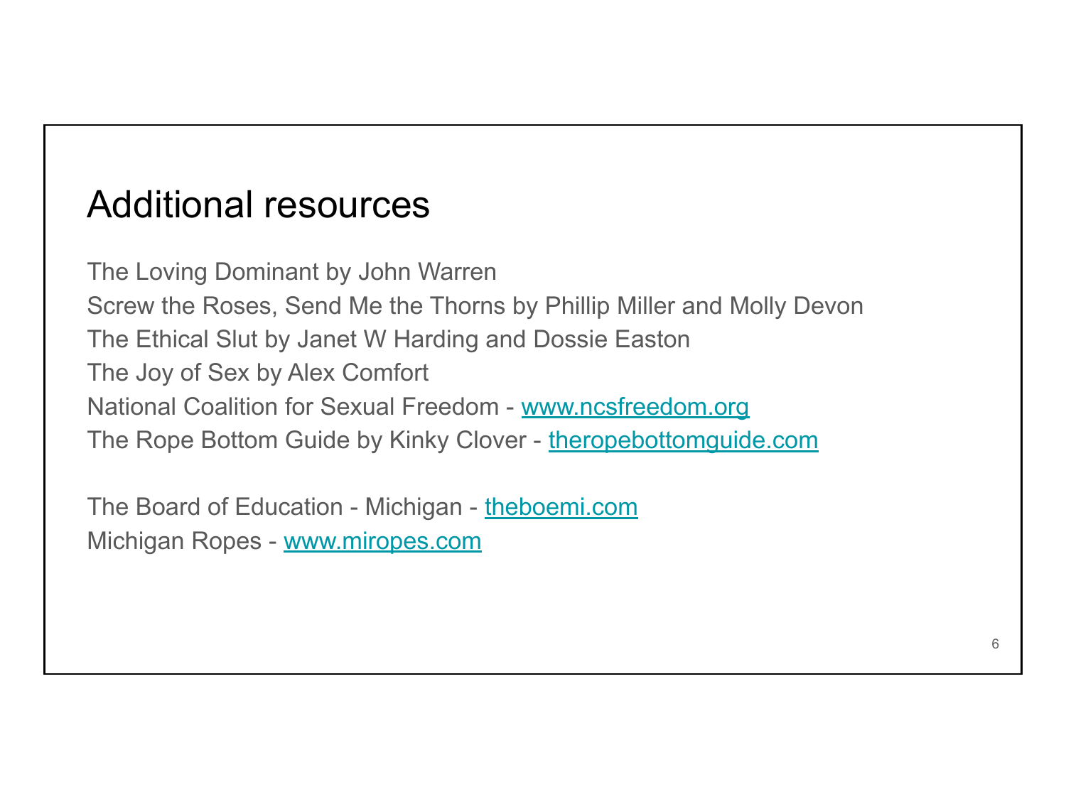# Additional resources

The Loving Dominant by John Warren
Screw the Roses, Send Me the Thorns by Phillip Miller and Molly Devon
The Ethical Slut by Janet W Harding and Dossie Easton
The Joy of Sex by Alex Comfort
National Coalition for Sexual Freedom - [www.ncsfreedom.org](http://www.ncsfreedom.org)
The Rope Bottom Guide by Kinky Clover - [theropebottomguide.com](http://theropebottomguide.com)

The Board of Education - Michigan - [theboemi.com](http://theboemi.com)
Michigan Ropes - [www.miropes.com](http://www.miropes.com)